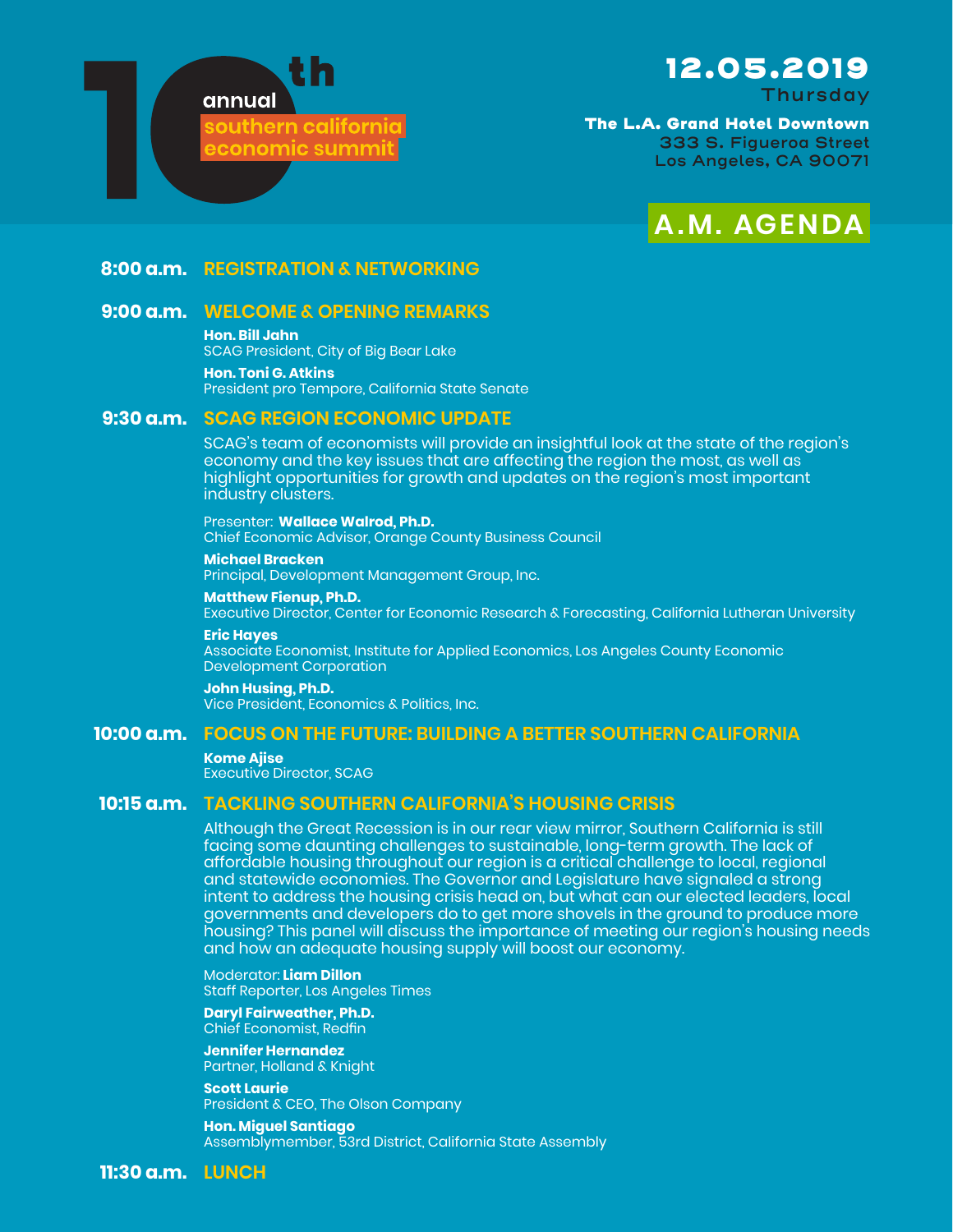# 10th annual southern california economic summit

**12.05.2019**
Thursday

**The L.A. Grand Hotel Downtown**
333 S. Figueroa Street
Los Angeles, CA 90071

## A.M. AGENDA

**8:00 a.m.** **REGISTRATION & NETWORKING**

**9:00 a.m.** **WELCOME & OPENING REMARKS**

**Hon. Bill Jahn**
SCAG President, City of Big Bear Lake

**Hon. Toni G. Atkins**
President pro Tempore, California State Senate

**9:30 a.m.** **SCAG REGION ECONOMIC UPDATE**

SCAG's team of economists will provide an insightful look at the state of the region's economy and the key issues that are affecting the region the most, as well as highlight opportunities for growth and updates on the region's most important industry clusters.

Presenter: **Wallace Walrod, Ph.D.**
Chief Economic Advisor, Orange County Business Council

**Michael Bracken**
Principal, Development Management Group, Inc.

**Matthew Fienup, Ph.D.**
Executive Director, Center for Economic Research & Forecasting, California Lutheran University

**Eric Hayes**
Associate Economist, Institute for Applied Economics, Los Angeles County Economic Development Corporation

**John Husing, Ph.D.**
Vice President, Economics & Politics, Inc.

**10:00 a.m.** **FOCUS ON THE FUTURE: BUILDING A BETTER SOUTHERN CALIFORNIA**

**Kome Ajise**
Executive Director, SCAG

**10:15 a.m.** **TACKLING SOUTHERN CALIFORNIA'S HOUSING CRISIS**

Although the Great Recession is in our rear view mirror, Southern California is still facing some daunting challenges to sustainable, long-term growth. The lack of affordable housing throughout our region is a critical challenge to local, regional and statewide economies. The Governor and Legislature have signaled a strong intent to address the housing crisis head on, but what can our elected leaders, local governments and developers do to get more shovels in the ground to produce more housing? This panel will discuss the importance of meeting our region's housing needs and how an adequate housing supply will boost our economy.

Moderator: **Liam Dillon**
Staff Reporter, Los Angeles Times

**Daryl Fairweather, Ph.D.**
Chief Economist, Redfin

**Jennifer Hernandez**
Partner, Holland & Knight

**Scott Laurie**
President & CEO, The Olson Company

**Hon. Miguel Santiago**
Assemblymember, 53rd District, California State Assembly

**11:30 a.m.** **LUNCH**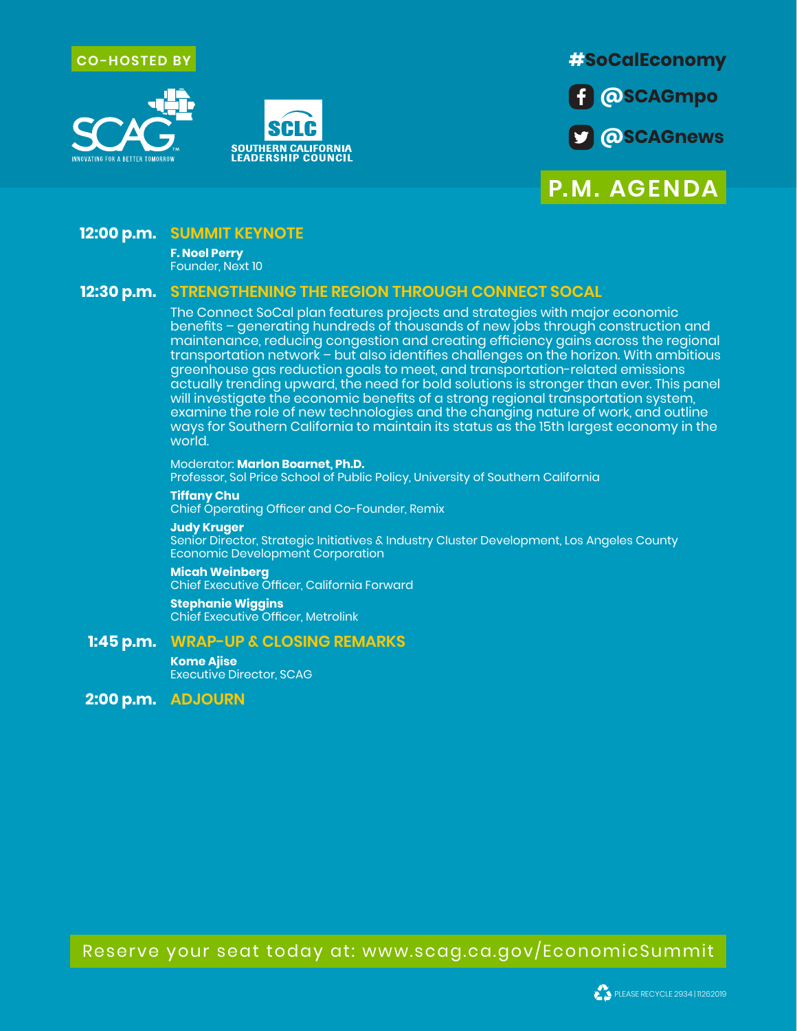**CO-HOSTED BY**

SCAG — INNOVATING FOR A BETTER TOMORROW

SCLC — SOUTHERN CALIFORNIA LEADERSHIP COUNCIL

#SoCalEconomy

@SCAGmpo

@SCAGnews

# P.M. AGENDA

**12:00 p.m.** **SUMMIT KEYNOTE**

**F. Noel Perry**
Founder, Next 10

**12:30 p.m.** **STRENGTHENING THE REGION THROUGH CONNECT SOCAL**

The Connect SoCal plan features projects and strategies with major economic benefits – generating hundreds of thousands of new jobs through construction and maintenance, reducing congestion and creating efficiency gains across the regional transportation network – but also identifies challenges on the horizon. With ambitious greenhouse gas reduction goals to meet, and transportation-related emissions actually trending upward, the need for bold solutions is stronger than ever. This panel will investigate the economic benefits of a strong regional transportation system, examine the role of new technologies and the changing nature of work, and outline ways for Southern California to maintain its status as the 15th largest economy in the world.

Moderator: **Marlon Boarnet, Ph.D.**
Professor, Sol Price School of Public Policy, University of Southern California

**Tiffany Chu**
Chief Operating Officer and Co-Founder, Remix

**Judy Kruger**
Senior Director, Strategic Initiatives & Industry Cluster Development, Los Angeles County Economic Development Corporation

**Micah Weinberg**
Chief Executive Officer, California Forward

**Stephanie Wiggins**
Chief Executive Officer, Metrolink

**1:45 p.m.** **WRAP-UP & CLOSING REMARKS**

**Kome Ajise**
Executive Director, SCAG

**2:00 p.m.** **ADJOURN**

Reserve your seat today at: www.scag.ca.gov/EconomicSummit

PLEASE RECYCLE 2934 | 11262019